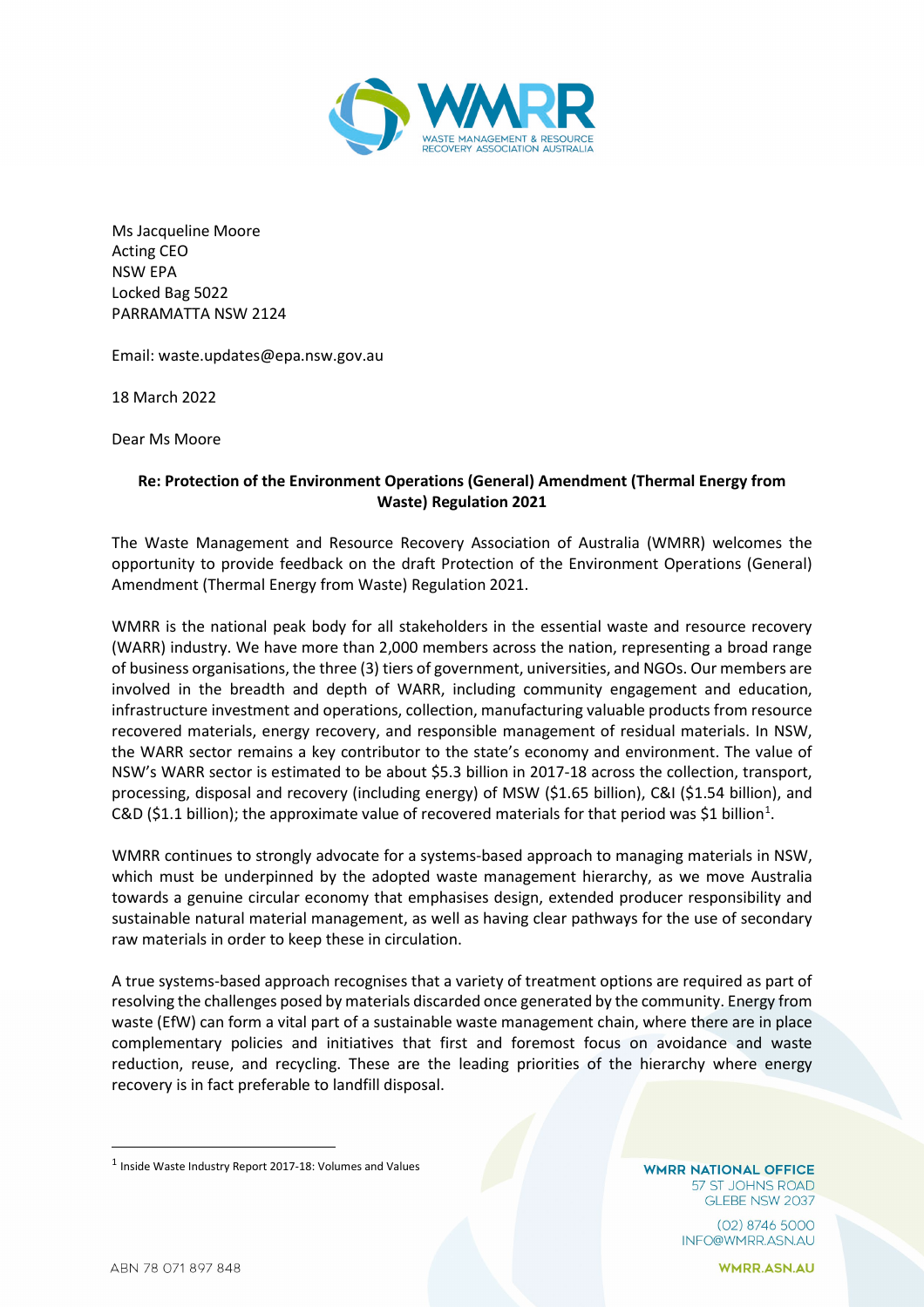Ms Jacqueline Moore
Acting CEO
NSW EPA
Locked Bag 5022
PARRAMATTA NSW 2124

Email: waste.updates@epa.nsw.gov.au

18 March 2022

Dear Ms Moore

**Re: Protection of the Environment Operations (General) Amendment (Thermal Energy from Waste) Regulation 2021**

The Waste Management and Resource Recovery Association of Australia (WMRR) welcomes the opportunity to provide feedback on the draft Protection of the Environment Operations (General) Amendment (Thermal Energy from Waste) Regulation 2021.

WMRR is the national peak body for all stakeholders in the essential waste and resource recovery (WARR) industry. We have more than 2,000 members across the nation, representing a broad range of business organisations, the three (3) tiers of government, universities, and NGOs. Our members are involved in the breadth and depth of WARR, including community engagement and education, infrastructure investment and operations, collection, manufacturing valuable products from resource recovered materials, energy recovery, and responsible management of residual materials. In NSW, the WARR sector remains a key contributor to the state's economy and environment. The value of NSW's WARR sector is estimated to be about $5.3 billion in 2017-18 across the collection, transport, processing, disposal and recovery (including energy) of MSW ($1.65 billion), C&I ($1.54 billion), and C&D ($1.1 billion); the approximate value of recovered materials for that period was $1 billion[1].

WMRR continues to strongly advocate for a systems-based approach to managing materials in NSW, which must be underpinned by the adopted waste management hierarchy, as we move Australia towards a genuine circular economy that emphasises design, extended producer responsibility and sustainable natural material management, as well as having clear pathways for the use of secondary raw materials in order to keep these in circulation.

A true systems-based approach recognises that a variety of treatment options are required as part of resolving the challenges posed by materials discarded once generated by the community. Energy from waste (EfW) can form a vital part of a sustainable waste management chain, where there are in place complementary policies and initiatives that first and foremost focus on avoidance and waste reduction, reuse, and recycling. These are the leading priorities of the hierarchy where energy recovery is in fact preferable to landfill disposal.

[1] Inside Waste Industry Report 2017-18: Volumes and Values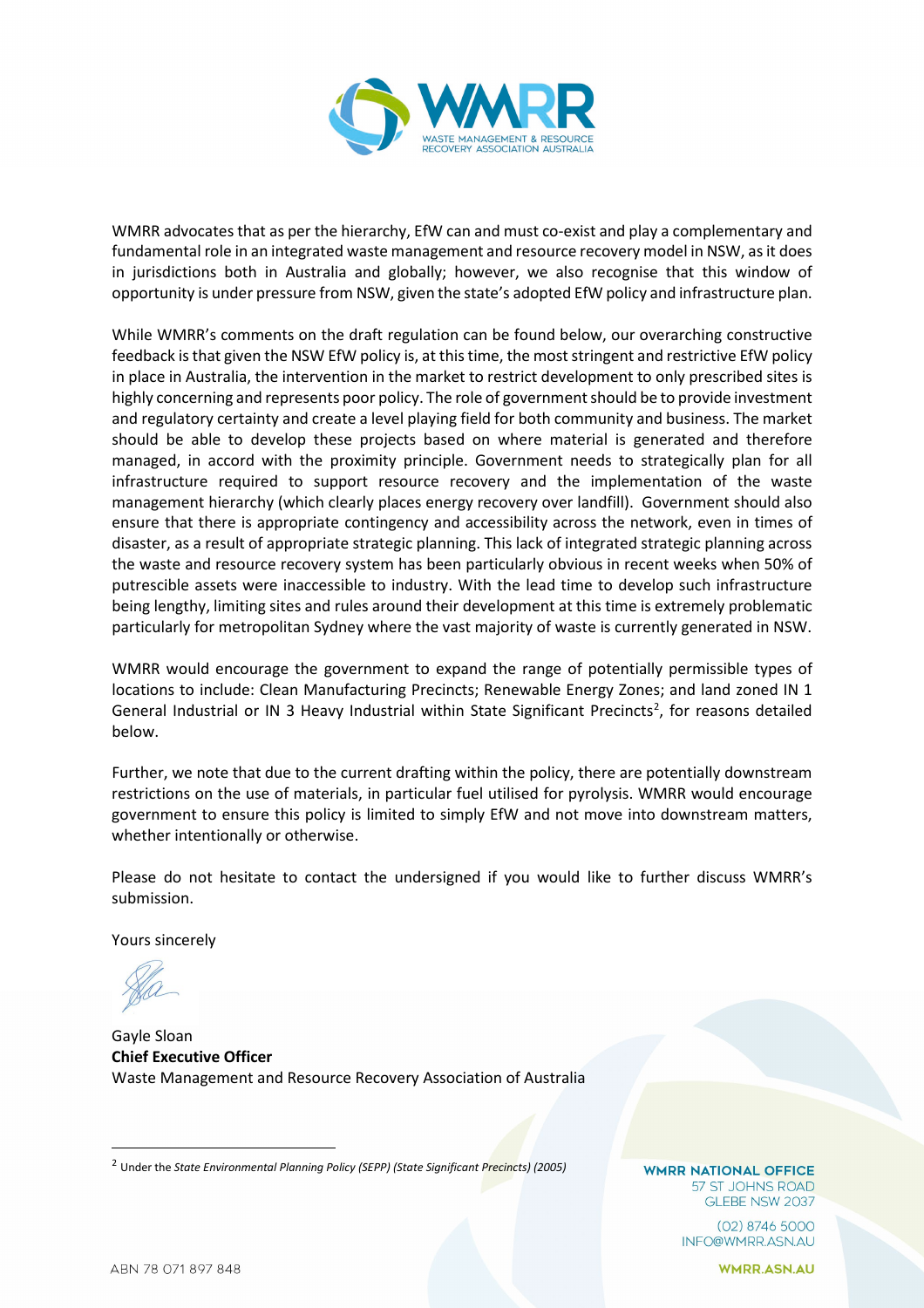WMRR advocates that as per the hierarchy, EfW can and must co-exist and play a complementary and fundamental role in an integrated waste management and resource recovery model in NSW, as it does in jurisdictions both in Australia and globally; however, we also recognise that this window of opportunity is under pressure from NSW, given the state's adopted EfW policy and infrastructure plan.

While WMRR's comments on the draft regulation can be found below, our overarching constructive feedback is that given the NSW EfW policy is, at this time, the most stringent and restrictive EfW policy in place in Australia, the intervention in the market to restrict development to only prescribed sites is highly concerning and represents poor policy. The role of government should be to provide investment and regulatory certainty and create a level playing field for both community and business. The market should be able to develop these projects based on where material is generated and therefore managed, in accord with the proximity principle. Government needs to strategically plan for all infrastructure required to support resource recovery and the implementation of the waste management hierarchy (which clearly places energy recovery over landfill). Government should also ensure that there is appropriate contingency and accessibility across the network, even in times of disaster, as a result of appropriate strategic planning. This lack of integrated strategic planning across the waste and resource recovery system has been particularly obvious in recent weeks when 50% of putrescible assets were inaccessible to industry. With the lead time to develop such infrastructure being lengthy, limiting sites and rules around their development at this time is extremely problematic particularly for metropolitan Sydney where the vast majority of waste is currently generated in NSW.

WMRR would encourage the government to expand the range of potentially permissible types of locations to include: Clean Manufacturing Precincts; Renewable Energy Zones; and land zoned IN 1 General Industrial or IN 3 Heavy Industrial within State Significant Precincts[2], for reasons detailed below.

Further, we note that due to the current drafting within the policy, there are potentially downstream restrictions on the use of materials, in particular fuel utilised for pyrolysis. WMRR would encourage government to ensure this policy is limited to simply EfW and not move into downstream matters, whether intentionally or otherwise.

Please do not hesitate to contact the undersigned if you would like to further discuss WMRR's submission.

Yours sincerely

Gayle Sloan
**Chief Executive Officer**
Waste Management and Resource Recovery Association of Australia

---

[2] Under the *State Environmental Planning Policy (SEPP) (State Significant Precincts) (2005)*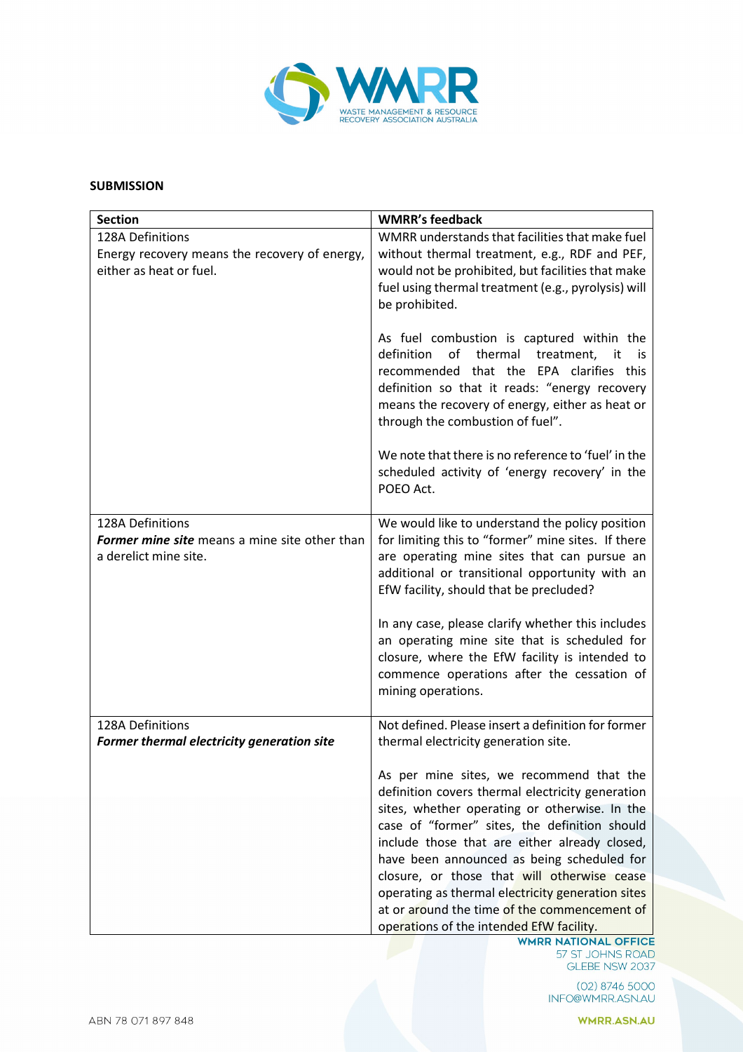## SUBMISSION

| Section | WMRR's feedback |
|---|---|
| 128A Definitions<br>Energy recovery means the recovery of energy, either as heat or fuel. | WMRR understands that facilities that make fuel without thermal treatment, e.g., RDF and PEF, would not be prohibited, but facilities that make fuel using thermal treatment (e.g., pyrolysis) will be prohibited.<br><br>As fuel combustion is captured within the definition of thermal treatment, it is recommended that the EPA clarifies this definition so that it reads: "energy recovery means the recovery of energy, either as heat or through the combustion of fuel".<br><br>We note that there is no reference to 'fuel' in the scheduled activity of 'energy recovery' in the POEO Act. |
| 128A Definitions<br>***Former mine site*** means a mine site other than a derelict mine site. | We would like to understand the policy position for limiting this to "former" mine sites. If there are operating mine sites that can pursue an additional or transitional opportunity with an EfW facility, should that be precluded?<br><br>In any case, please clarify whether this includes an operating mine site that is scheduled for closure, where the EfW facility is intended to commence operations after the cessation of mining operations. |
| 128A Definitions<br>***Former thermal electricity generation site*** | Not defined. Please insert a definition for former thermal electricity generation site.<br><br>As per mine sites, we recommend that the definition covers thermal electricity generation sites, whether operating or otherwise. In the case of "former" sites, the definition should include those that are either already closed, have been announced as being scheduled for closure, or those that will otherwise cease operating as thermal electricity generation sites at or around the time of the commencement of operations of the intended EfW facility. |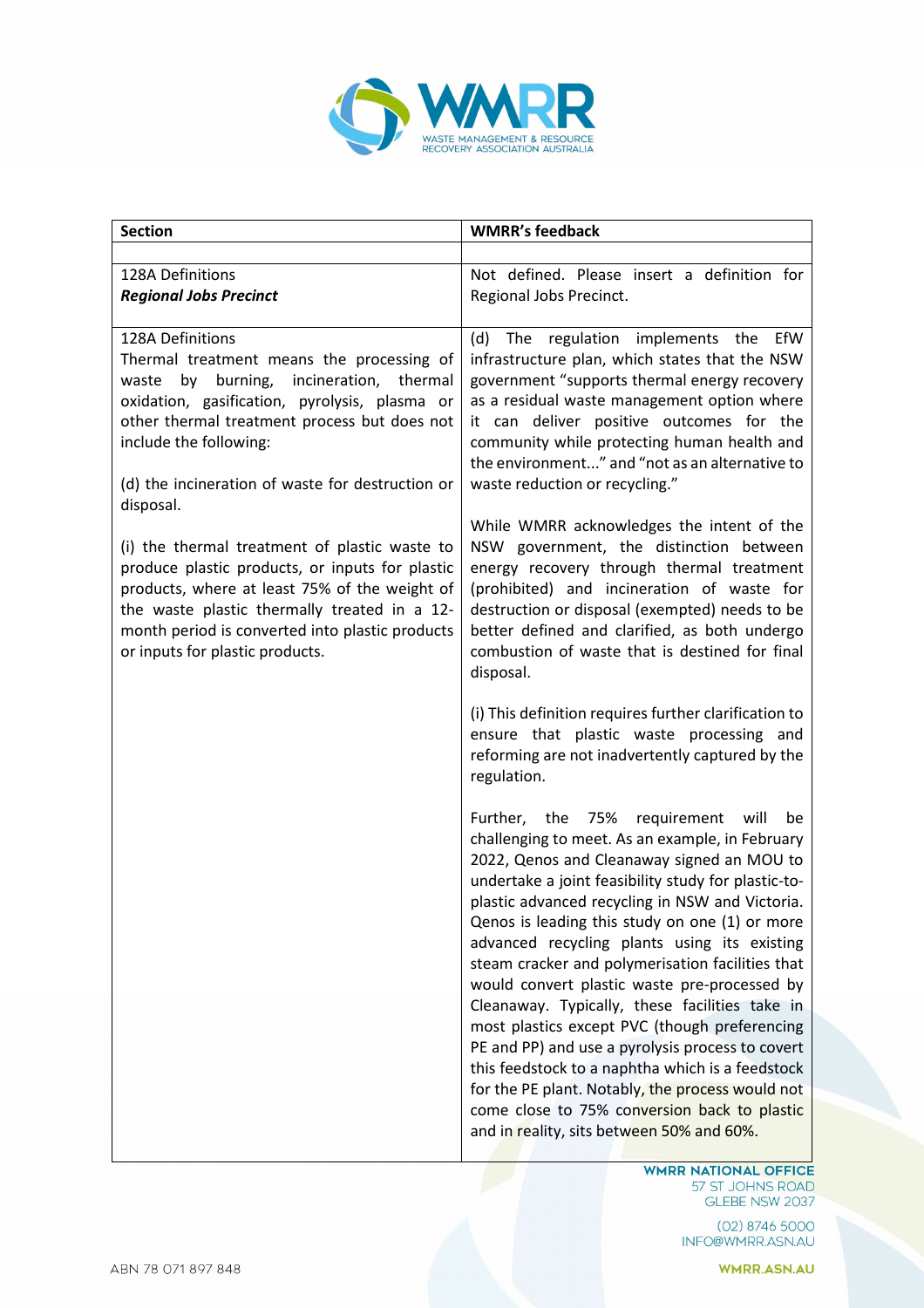| Section | WMRR's feedback |
|---|---|
| | |
| 128A Definitions<br>***Regional Jobs Precinct*** | Not defined. Please insert a definition for Regional Jobs Precinct. |
| 128A Definitions<br>Thermal treatment means the processing of waste by burning, incineration, thermal oxidation, gasification, pyrolysis, plasma or other thermal treatment process but does not include the following:<br><br>(d) the incineration of waste for destruction or disposal.<br><br>(i) the thermal treatment of plastic waste to produce plastic products, or inputs for plastic products, where at least 75% of the weight of the waste plastic thermally treated in a 12-month period is converted into plastic products or inputs for plastic products. | (d) The regulation implements the EfW infrastructure plan, which states that the NSW government "supports thermal energy recovery as a residual waste management option where it can deliver positive outcomes for the community while protecting human health and the environment..." and "not as an alternative to waste reduction or recycling."<br><br>While WMRR acknowledges the intent of the NSW government, the distinction between energy recovery through thermal treatment (prohibited) and incineration of waste for destruction or disposal (exempted) needs to be better defined and clarified, as both undergo combustion of waste that is destined for final disposal.<br><br>(i) This definition requires further clarification to ensure that plastic waste processing and reforming are not inadvertently captured by the regulation.<br><br>Further, the 75% requirement will be challenging to meet. As an example, in February 2022, Qenos and Cleanaway signed an MOU to undertake a joint feasibility study for plastic-to-plastic advanced recycling in NSW and Victoria. Qenos is leading this study on one (1) or more advanced recycling plants using its existing steam cracker and polymerisation facilities that would convert plastic waste pre-processed by Cleanaway. Typically, these facilities take in most plastics except PVC (though preferencing PE and PP) and use a pyrolysis process to covert this feedstock to a naphtha which is a feedstock for the PE plant. Notably, the process would not come close to 75% conversion back to plastic and in reality, sits between 50% and 60%. |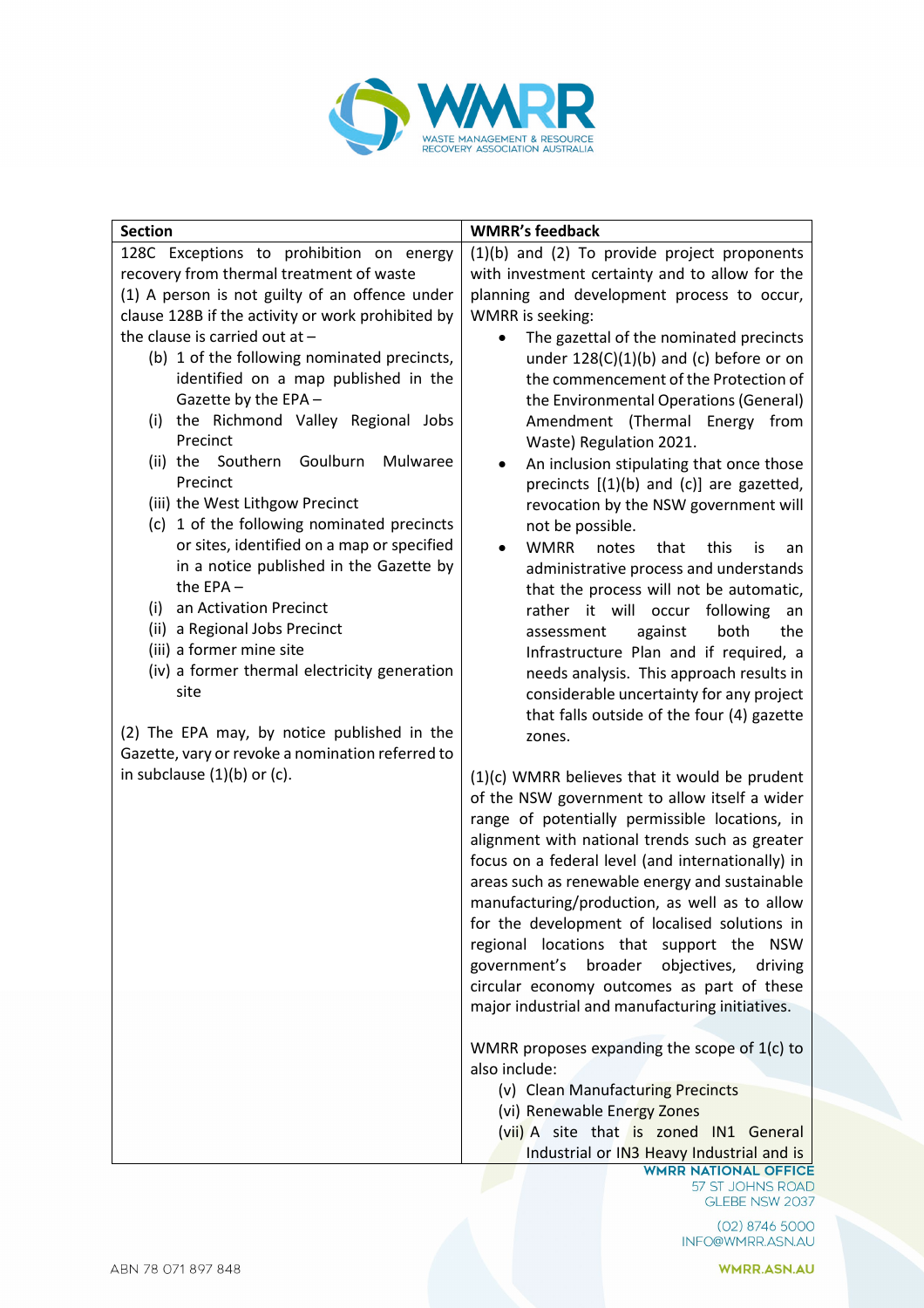| Section | WMRR's feedback |
|---|---|
| 128C Exceptions to prohibition on energy recovery from thermal treatment of waste<br>(1) A person is not guilty of an offence under clause 128B if the activity or work prohibited by the clause is carried out at –<br>(b) 1 of the following nominated precincts, identified on a map published in the Gazette by the EPA –<br>(i) the Richmond Valley Regional Jobs Precinct<br>(ii) the Southern Goulburn Mulwaree Precinct<br>(iii) the West Lithgow Precinct<br>(c) 1 of the following nominated precincts or sites, identified on a map or specified in a notice published in the Gazette by the EPA –<br>(i) an Activation Precinct<br>(ii) a Regional Jobs Precinct<br>(iii) a former mine site<br>(iv) a former thermal electricity generation site<br><br>(2) The EPA may, by notice published in the Gazette, vary or revoke a nomination referred to in subclause (1)(b) or (c). | (1)(b) and (2) To provide project proponents with investment certainty and to allow for the planning and development process to occur, WMRR is seeking:<br>• The gazettal of the nominated precincts under 128(C)(1)(b) and (c) before or on the commencement of the Protection of the Environmental Operations (General) Amendment (Thermal Energy from Waste) Regulation 2021.<br>• An inclusion stipulating that once those precincts [(1)(b) and (c)] are gazetted, revocation by the NSW government will not be possible.<br>• WMRR notes that this is an administrative process and understands that the process will not be automatic, rather it will occur following an assessment against both the Infrastructure Plan and if required, a needs analysis. This approach results in considerable uncertainty for any project that falls outside of the four (4) gazette zones.<br><br>(1)(c) WMRR believes that it would be prudent of the NSW government to allow itself a wider range of potentially permissible locations, in alignment with national trends such as greater focus on a federal level (and internationally) in areas such as renewable energy and sustainable manufacturing/production, as well as to allow for the development of localised solutions in regional locations that support the NSW government's broader objectives, driving circular economy outcomes as part of these major industrial and manufacturing initiatives.<br><br>WMRR proposes expanding the scope of 1(c) to also include:<br>(v) Clean Manufacturing Precincts<br>(vi) Renewable Energy Zones<br>(vii) A site that is zoned IN1 General Industrial or IN3 Heavy Industrial and is |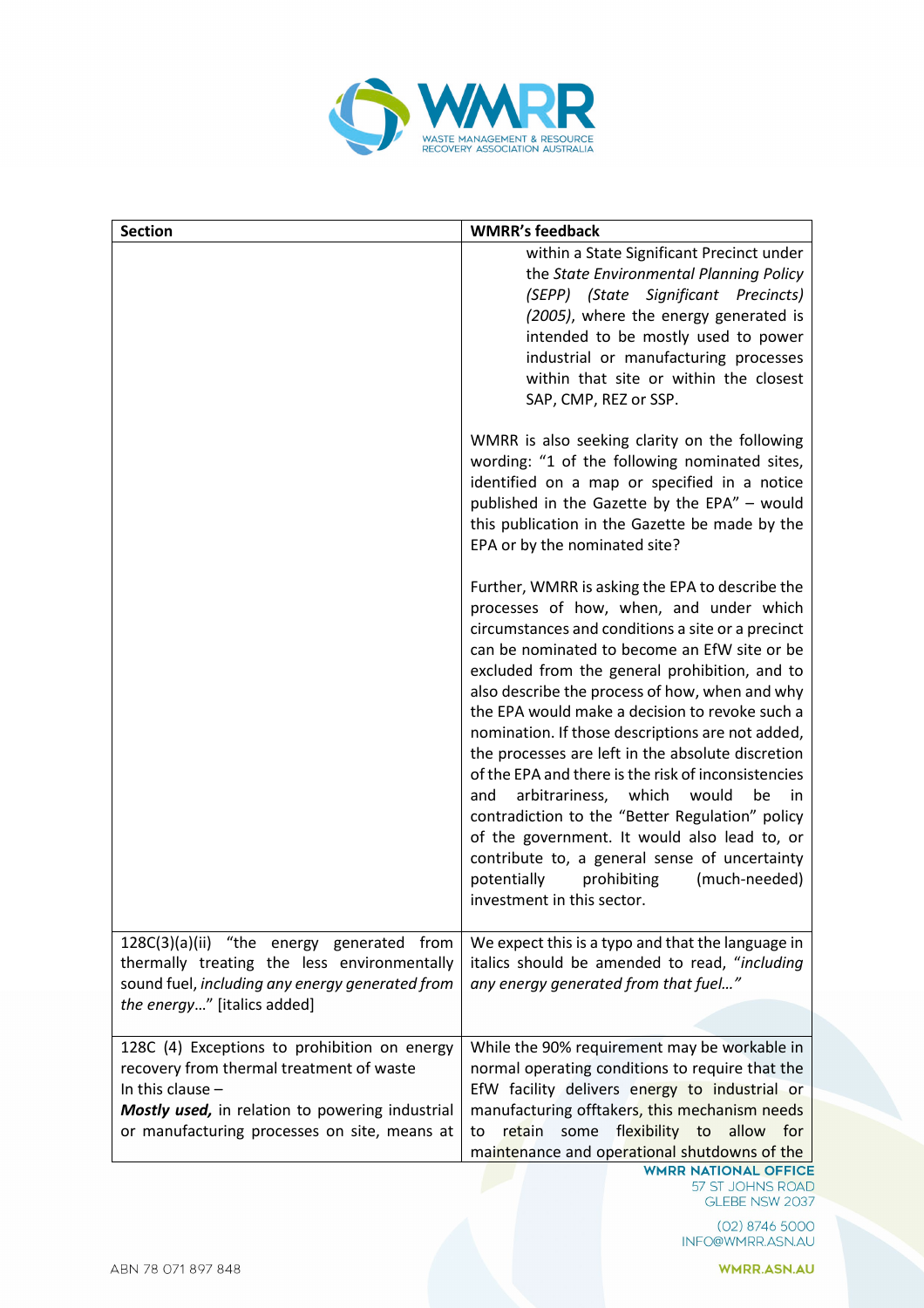| Section | WMRR's feedback |
|---|---|
| | within a State Significant Precinct under the *State Environmental Planning Policy (SEPP) (State Significant Precincts) (2005)*, where the energy generated is intended to be mostly used to power industrial or manufacturing processes within that site or within the closest SAP, CMP, REZ or SSP.<br><br>WMRR is also seeking clarity on the following wording: "1 of the following nominated sites, identified on a map or specified in a notice published in the Gazette by the EPA" – would this publication in the Gazette be made by the EPA or by the nominated site?<br><br>Further, WMRR is asking the EPA to describe the processes of how, when, and under which circumstances and conditions a site or a precinct can be nominated to become an EfW site or be excluded from the general prohibition, and to also describe the process of how, when and why the EPA would make a decision to revoke such a nomination. If those descriptions are not added, the processes are left in the absolute discretion of the EPA and there is the risk of inconsistencies and arbitrariness, which would be in contradiction to the "Better Regulation" policy of the government. It would also lead to, or contribute to, a general sense of uncertainty potentially prohibiting (much-needed) investment in this sector. |
| 128C(3)(a)(ii) "the energy generated from thermally treating the less environmentally sound fuel, *including any energy generated from the energy*..." [italics added] | We expect this is a typo and that the language in italics should be amended to read, "*including any energy generated from that fuel...*" |
| 128C (4) Exceptions to prohibition on energy recovery from thermal treatment of waste<br>In this clause –<br>***Mostly used,*** in relation to powering industrial or manufacturing processes on site, means at | While the 90% requirement may be workable in normal operating conditions to require that the EfW facility delivers energy to industrial or manufacturing offtakers, this mechanism needs to retain some flexibility to allow for maintenance and operational shutdowns of the |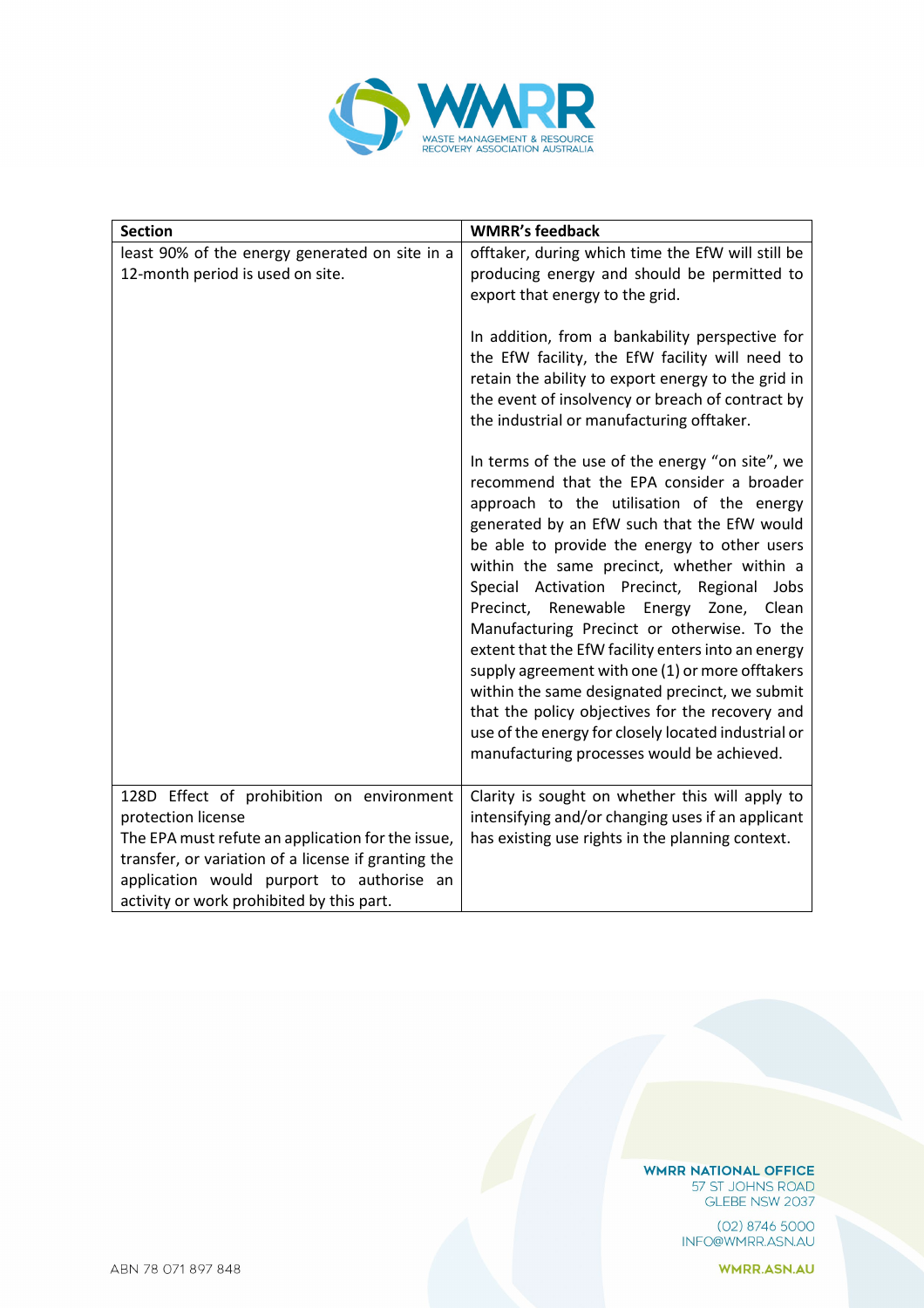| Section | WMRR's feedback |
|---|---|
| least 90% of the energy generated on site in a 12-month period is used on site. | offtaker, during which time the EfW will still be producing energy and should be permitted to export that energy to the grid.<br><br>In addition, from a bankability perspective for the EfW facility, the EfW facility will need to retain the ability to export energy to the grid in the event of insolvency or breach of contract by the industrial or manufacturing offtaker.<br><br>In terms of the use of the energy "on site", we recommend that the EPA consider a broader approach to the utilisation of the energy generated by an EfW such that the EfW would be able to provide the energy to other users within the same precinct, whether within a Special Activation Precinct, Regional Jobs Precinct, Renewable Energy Zone, Clean Manufacturing Precinct or otherwise. To the extent that the EfW facility enters into an energy supply agreement with one (1) or more offtakers within the same designated precinct, we submit that the policy objectives for the recovery and use of the energy for closely located industrial or manufacturing processes would be achieved. |
| 128D Effect of prohibition on environment protection license<br>The EPA must refute an application for the issue, transfer, or variation of a license if granting the application would purport to authorise an activity or work prohibited by this part. | Clarity is sought on whether this will apply to intensifying and/or changing uses if an applicant has existing use rights in the planning context. |